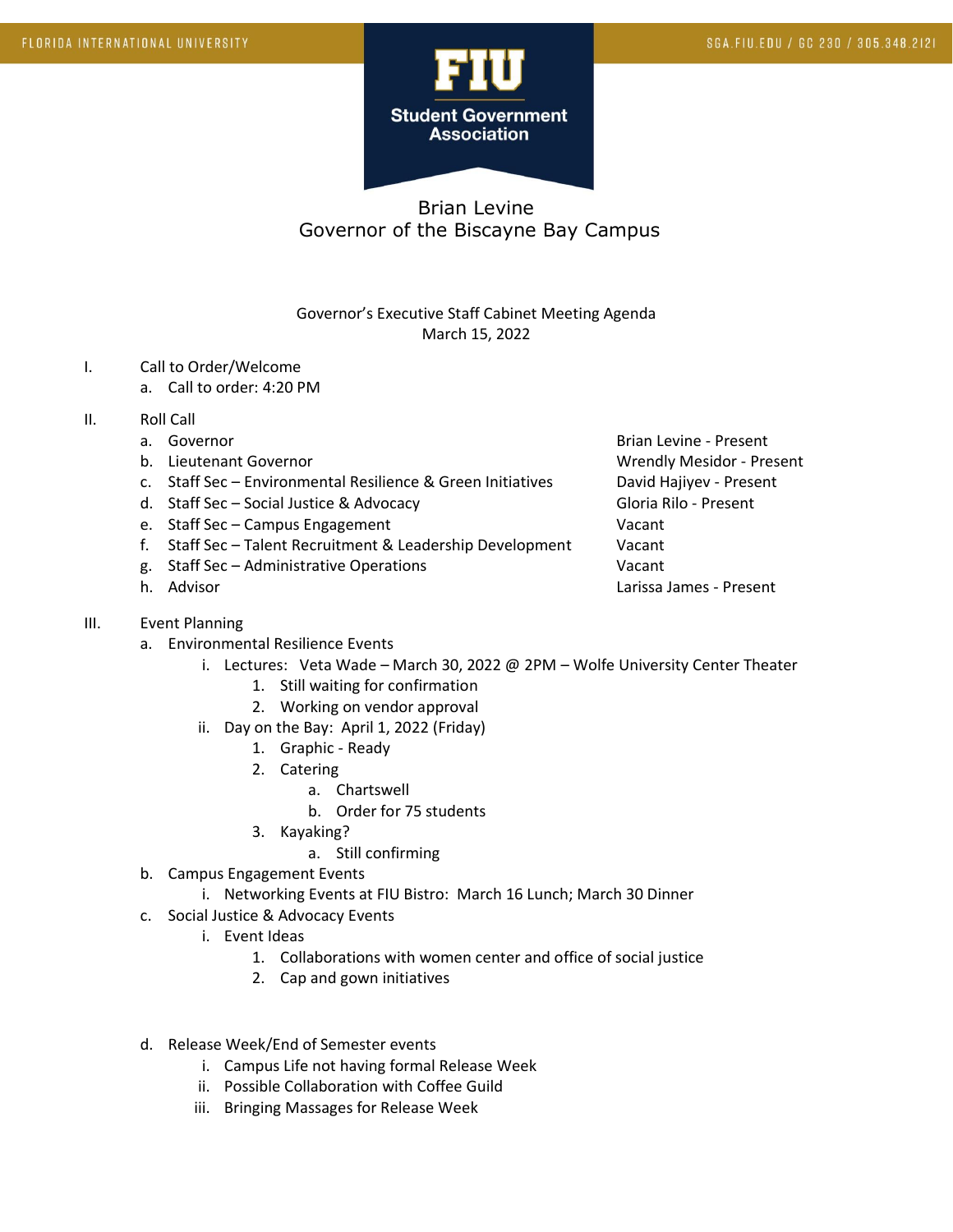FLORIDA INTERNATIONAL UNIVERSITY

SGA.FIU.EDU / GC 230 / 305.348.2121

FIU Student Government Association

# Brian Levine
## Governor of the Biscayne Bay Campus

Governor's Executive Staff Cabinet Meeting Agenda
March 15, 2022

I. Call to Order/Welcome
   a. Call to order: 4:20 PM

II. Roll Call

| | |
|---|---|
| a. Governor | Brian Levine - Present |
| b. Lieutenant Governor | Wrendly Mesidor - Present |
| c. Staff Sec – Environmental Resilience & Green Initiatives | David Hajiyev - Present |
| d. Staff Sec – Social Justice & Advocacy | Gloria Rilo - Present |
| e. Staff Sec – Campus Engagement | Vacant |
| f. Staff Sec – Talent Recruitment & Leadership Development | Vacant |
| g. Staff Sec – Administrative Operations | Vacant |
| h. Advisor | Larissa James - Present |

III. Event Planning
   a. Environmental Resilience Events
      i. Lectures: Veta Wade – March 30, 2022 @ 2PM – Wolfe University Center Theater
         1. Still waiting for confirmation
         2. Working on vendor approval
      ii. Day on the Bay: April 1, 2022 (Friday)
         1. Graphic - Ready
         2. Catering
            a. Chartswell
            b. Order for 75 students
         3. Kayaking?
            a. Still confirming
   b. Campus Engagement Events
      i. Networking Events at FIU Bistro: March 16 Lunch; March 30 Dinner
   c. Social Justice & Advocacy Events
      i. Event Ideas
         1. Collaborations with women center and office of social justice
         2. Cap and gown initiatives

   d. Release Week/End of Semester events
      i. Campus Life not having formal Release Week
      ii. Possible Collaboration with Coffee Guild
      iii. Bringing Massages for Release Week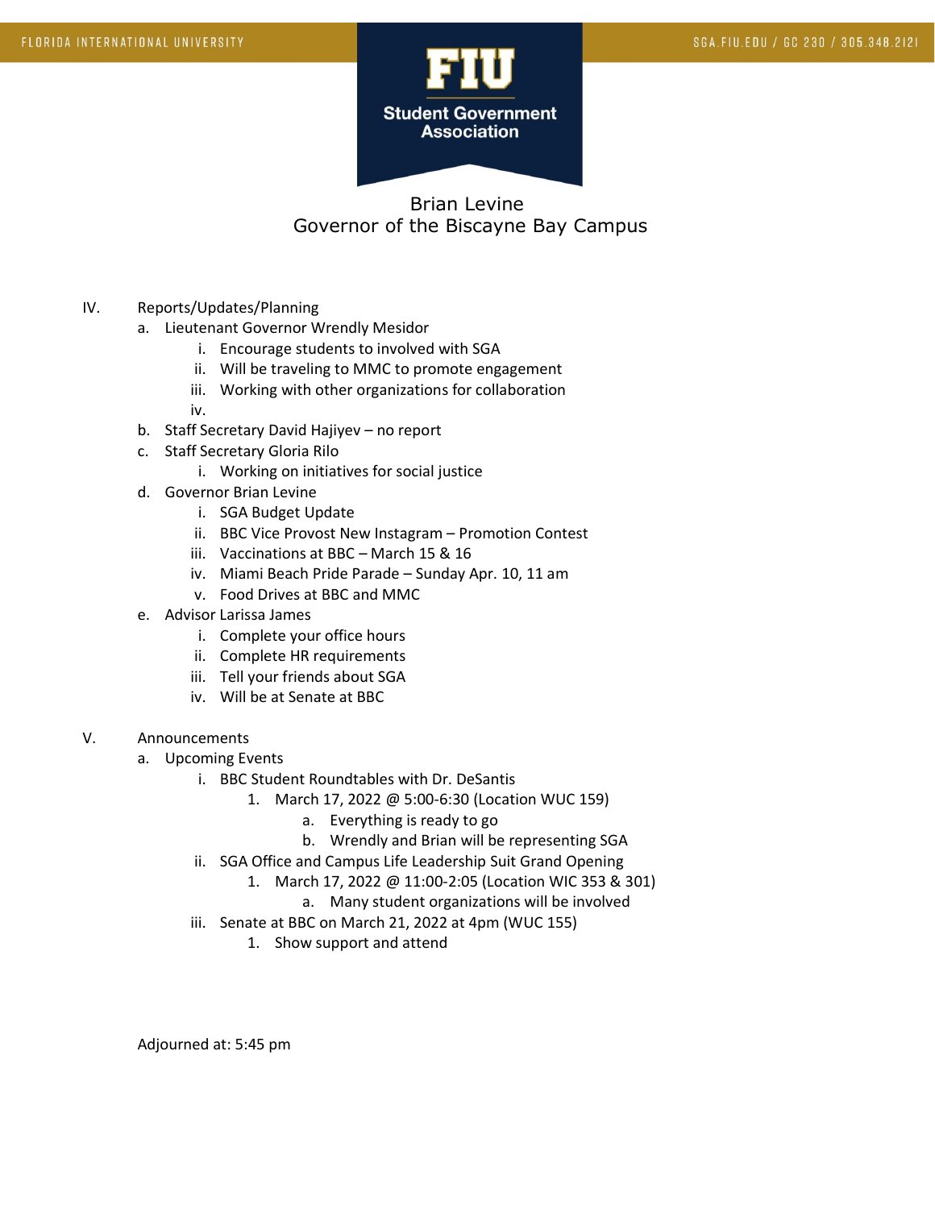Brian Levine
Governor of the Biscayne Bay Campus

IV. Reports/Updates/Planning
   a. Lieutenant Governor Wrendly Mesidor
      i. Encourage students to involved with SGA
      ii. Will be traveling to MMC to promote engagement
      iii. Working with other organizations for collaboration
      iv.
   b. Staff Secretary David Hajiyev – no report
   c. Staff Secretary Gloria Rilo
      i. Working on initiatives for social justice
   d. Governor Brian Levine
      i. SGA Budget Update
      ii. BBC Vice Provost New Instagram – Promotion Contest
      iii. Vaccinations at BBC – March 15 & 16
      iv. Miami Beach Pride Parade – Sunday Apr. 10, 11 am
      v. Food Drives at BBC and MMC
   e. Advisor Larissa James
      i. Complete your office hours
      ii. Complete HR requirements
      iii. Tell your friends about SGA
      iv. Will be at Senate at BBC

V. Announcements
   a. Upcoming Events
      i. BBC Student Roundtables with Dr. DeSantis
         1. March 17, 2022 @ 5:00-6:30 (Location WUC 159)
            a. Everything is ready to go
            b. Wrendly and Brian will be representing SGA
      ii. SGA Office and Campus Life Leadership Suit Grand Opening
         1. March 17, 2022 @ 11:00-2:05 (Location WIC 353 & 301)
            a. Many student organizations will be involved
      iii. Senate at BBC on March 21, 2022 at 4pm (WUC 155)
         1. Show support and attend

Adjourned at: 5:45 pm